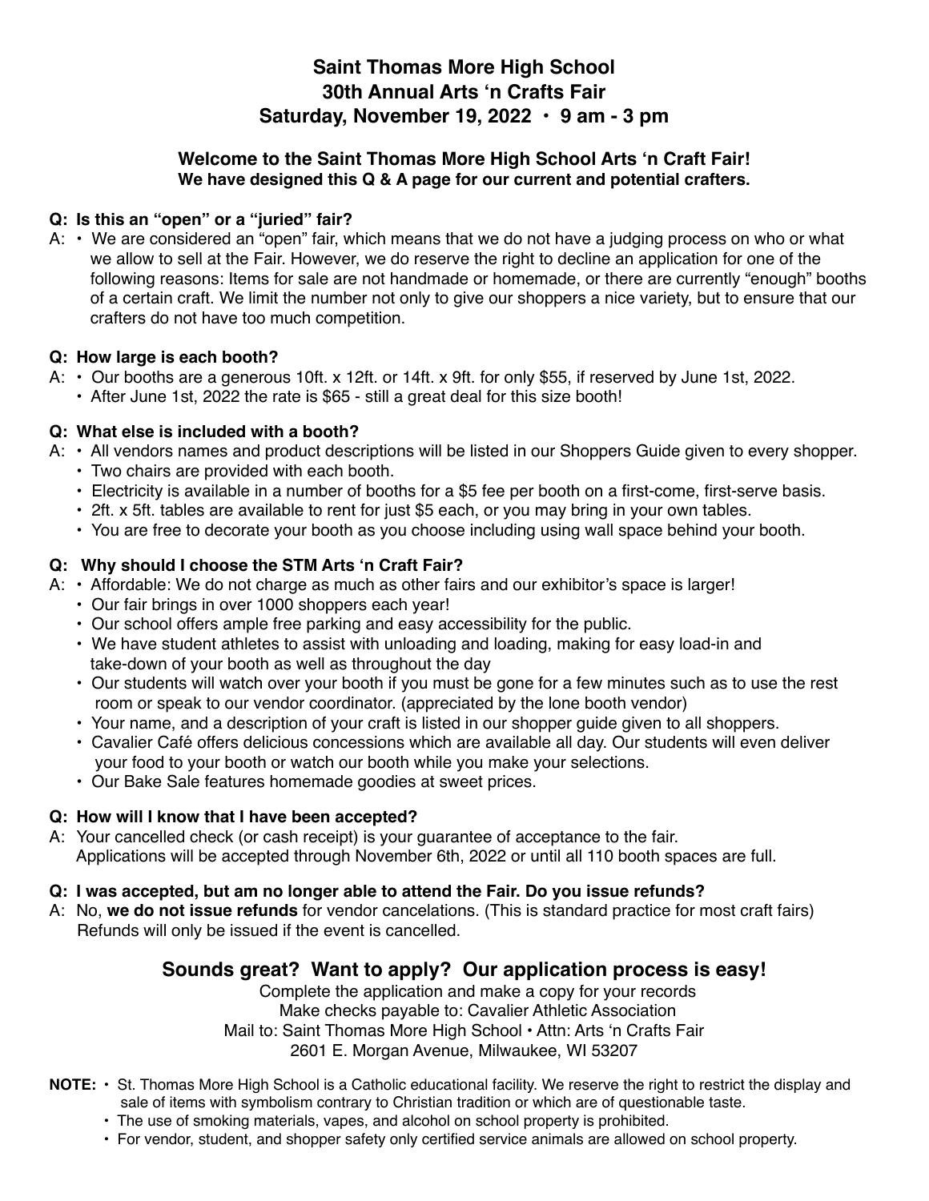# Saint Thomas More High School
# 30th Annual Arts 'n Crafts Fair
# Saturday, November 19, 2022 • 9 am - 3 pm

### Welcome to the Saint Thomas More High School Arts 'n Craft Fair!
**We have designed this Q & A page for our current and potential crafters.**

**Q: Is this an "open" or a "juried" fair?**

A:
- We are considered an "open" fair, which means that we do not have a judging process on who or what we allow to sell at the Fair. However, we do reserve the right to decline an application for one of the following reasons: Items for sale are not handmade or homemade, or there are currently "enough" booths of a certain craft. We limit the number not only to give our shoppers a nice variety, but to ensure that our crafters do not have too much competition.

**Q: How large is each booth?**

A:
- Our booths are a generous 10ft. x 12ft. or 14ft. x 9ft. for only $55, if reserved by June 1st, 2022.
- After June 1st, 2022 the rate is $65 - still a great deal for this size booth!

**Q: What else is included with a booth?**

A:
- All vendors names and product descriptions will be listed in our Shoppers Guide given to every shopper.
- Two chairs are provided with each booth.
- Electricity is available in a number of booths for a $5 fee per booth on a first-come, first-serve basis.
- 2ft. x 5ft. tables are available to rent for just $5 each, or you may bring in your own tables.
- You are free to decorate your booth as you choose including using wall space behind your booth.

**Q: Why should I choose the STM Arts 'n Craft Fair?**

A:
- Affordable: We do not charge as much as other fairs and our exhibitor's space is larger!
- Our fair brings in over 1000 shoppers each year!
- Our school offers ample free parking and easy accessibility for the public.
- We have student athletes to assist with unloading and loading, making for easy load-in and take-down of your booth as well as throughout the day
- Our students will watch over your booth if you must be gone for a few minutes such as to use the rest room or speak to our vendor coordinator. (appreciated by the lone booth vendor)
- Your name, and a description of your craft is listed in our shopper guide given to all shoppers.
- Cavalier Café offers delicious concessions which are available all day. Our students will even deliver your food to your booth or watch our booth while you make your selections.
- Our Bake Sale features homemade goodies at sweet prices.

**Q: How will I know that I have been accepted?**

A: Your cancelled check (or cash receipt) is your guarantee of acceptance to the fair. Applications will be accepted through November 6th, 2022 or until all 110 booth spaces are full.

**Q: I was accepted, but am no longer able to attend the Fair. Do you issue refunds?**

A: No, **we do not issue refunds** for vendor cancelations. (This is standard practice for most craft fairs) Refunds will only be issued if the event is cancelled.

## Sounds great? Want to apply? Our application process is easy!

Complete the application and make a copy for your records
Make checks payable to: Cavalier Athletic Association
Mail to: Saint Thomas More High School • Attn: Arts 'n Crafts Fair
2601 E. Morgan Avenue, Milwaukee, WI 53207

**NOTE:**
- St. Thomas More High School is a Catholic educational facility. We reserve the right to restrict the display and sale of items with symbolism contrary to Christian tradition or which are of questionable taste.
- The use of smoking materials, vapes, and alcohol on school property is prohibited.
- For vendor, student, and shopper safety only certified service animals are allowed on school property.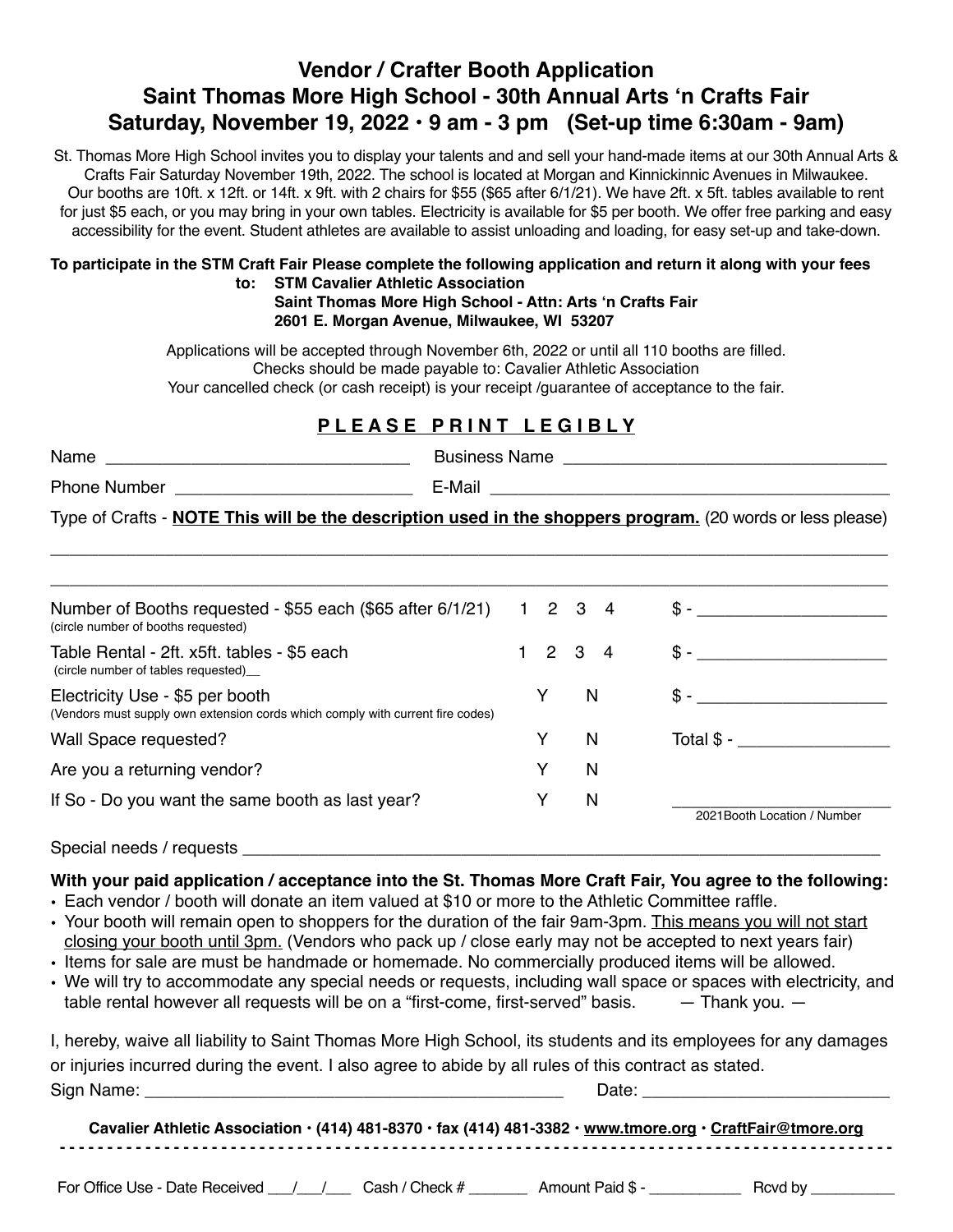# Vendor / Crafter Booth Application
# Saint Thomas More High School - 30th Annual Arts 'n Crafts Fair
# Saturday, November 19, 2022 • 9 am - 3 pm (Set-up time 6:30am - 9am)

St. Thomas More High School invites you to display your talents and and sell your hand-made items at our 30th Annual Arts & Crafts Fair Saturday November 19th, 2022. The school is located at Morgan and Kinnickinnic Avenues in Milwaukee. Our booths are 10ft. x 12ft. or 14ft. x 9ft. with 2 chairs for $55 ($65 after 6/1/21). We have 2ft. x 5ft. tables available to rent for just $5 each, or you may bring in your own tables. Electricity is available for $5 per booth. We offer free parking and easy accessibility for the event. Student athletes are available to assist unloading and loading, for easy set-up and take-down.

**To participate in the STM Craft Fair Please complete the following application and return it along with your fees to: STM Cavalier Athletic Association**
**Saint Thomas More High School - Attn: Arts 'n Crafts Fair**
**2601 E. Morgan Avenue, Milwaukee, WI 53207**

Applications will be accepted through November 6th, 2022 or until all 110 booths are filled.
Checks should be made payable to: Cavalier Athletic Association
Your cancelled check (or cash receipt) is your receipt /guarantee of acceptance to the fair.

**PLEASE PRINT LEGIBLY**

Name ______________________________ Business Name ______________________________

Phone Number ______________________ E-Mail ______________________________________

Type of Crafts - **NOTE This will be the description used in the shoppers program.** (20 words or less please)

______________________________________________________________________________

______________________________________________________________________________

| | | |
|---|---|---|
| Number of Booths requested - $55 each ($65 after 6/1/21) (circle number of booths requested) | 1 2 3 4 | $ - ________________ |
| Table Rental - 2ft. x5ft. tables - $5 each (circle number of tables requested)__ | 1 2 3 4 | $ - ________________ |
| Electricity Use - $5 per booth (Vendors must supply own extension cords which comply with current fire codes) | Y N | $ - ________________ |
| Wall Space requested? | Y N | Total $ - ______________ |
| Are you a returning vendor? | Y N | |
| If So - Do you want the same booth as last year? | Y N | ________________ 2021Booth Location / Number |

Special needs / requests ______________________________________________________________

**With your paid application / acceptance into the St. Thomas More Craft Fair, You agree to the following:**

- Each vendor / booth will donate an item valued at $10 or more to the Athletic Committee raffle.
- Your booth will remain open to shoppers for the duration of the fair 9am-3pm. This means you will not start closing your booth until 3pm. (Vendors who pack up / close early may not be accepted to next years fair)
- Items for sale are must be handmade or homemade. No commercially produced items will be allowed.
- We will try to accommodate any special needs or requests, including wall space or spaces with electricity, and table rental however all requests will be on a "first-come, first-served" basis. — Thank you. —

I, hereby, waive all liability to Saint Thomas More High School, its students and its employees for any damages or injuries incurred during the event. I also agree to abide by all rules of this contract as stated.

Sign Name: ______________________________________ Date: ______________________

**Cavalier Athletic Association • (414) 481-8370 • fax (414) 481-3382 • www.tmore.org • CraftFair@tmore.org**

- - - - - - - - - - - - - - - - - - - - - - - - - - - - - - - - - - - - - - - - - - - - - - - -

For Office Use - Date Received ___/___/___ Cash / Check # _______ Amount Paid $ - ___________ Rcvd by __________